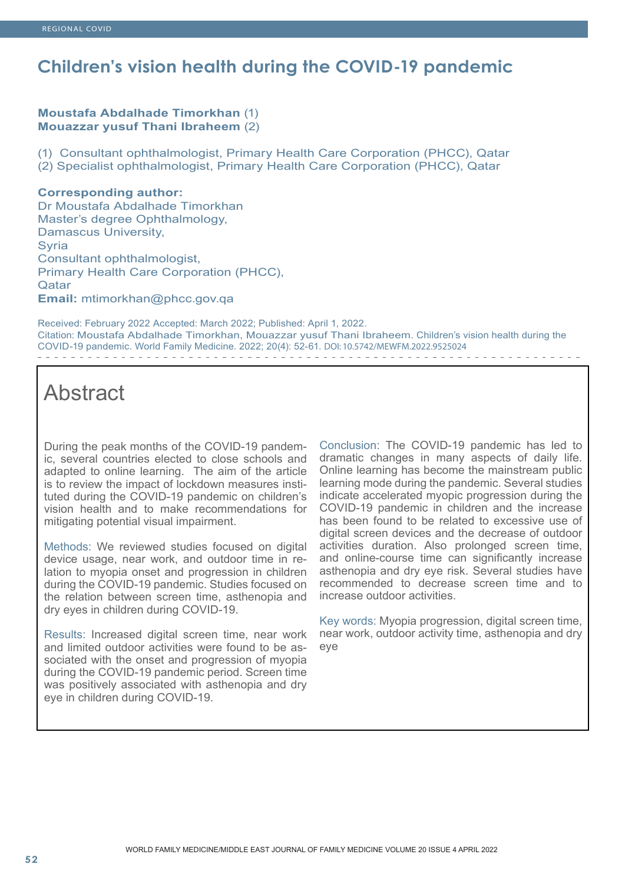# Children's vision health during the COVID-19 pandemic

**Moustafa Abdalhade Timorkhan** (1)
**Mouazzar yusuf Thani Ibraheem** (2)

(1) Consultant ophthalmologist, Primary Health Care Corporation (PHCC), Qatar
(2) Specialist ophthalmologist, Primary Health Care Corporation (PHCC), Qatar

**Corresponding author:**
Dr Moustafa Abdalhade Timorkhan
Master's degree Ophthalmology,
Damascus University,
Syria
Consultant ophthalmologist,
Primary Health Care Corporation (PHCC),
Qatar
**Email:** mtimorkhan@phcc.gov.qa

Received: February 2022 Accepted: March 2022; Published: April 1, 2022.
Citation: Moustafa Abdalhade Timorkhan, Mouazzar yusuf Thani Ibraheem. Children's vision health during the COVID-19 pandemic. World Family Medicine. 2022; 20(4): 52-61. DOI: 10.5742/MEWFM.2022.9525024

## Abstract

During the peak months of the COVID-19 pandemic, several countries elected to close schools and adapted to online learning. The aim of the article is to review the impact of lockdown measures instituted during the COVID-19 pandemic on children's vision health and to make recommendations for mitigating potential visual impairment.

Methods: We reviewed studies focused on digital device usage, near work, and outdoor time in relation to myopia onset and progression in children during the COVID-19 pandemic. Studies focused on the relation between screen time, asthenopia and dry eyes in children during COVID-19.

Results: Increased digital screen time, near work and limited outdoor activities were found to be associated with the onset and progression of myopia during the COVID-19 pandemic period. Screen time was positively associated with asthenopia and dry eye in children during COVID-19.

Conclusion: The COVID-19 pandemic has led to dramatic changes in many aspects of daily life. Online learning has become the mainstream public learning mode during the pandemic. Several studies indicate accelerated myopic progression during the COVID-19 pandemic in children and the increase has been found to be related to excessive use of digital screen devices and the decrease of outdoor activities duration. Also prolonged screen time, and online-course time can significantly increase asthenopia and dry eye risk. Several studies have recommended to decrease screen time and to increase outdoor activities.

Key words: Myopia progression, digital screen time, near work, outdoor activity time, asthenopia and dry eye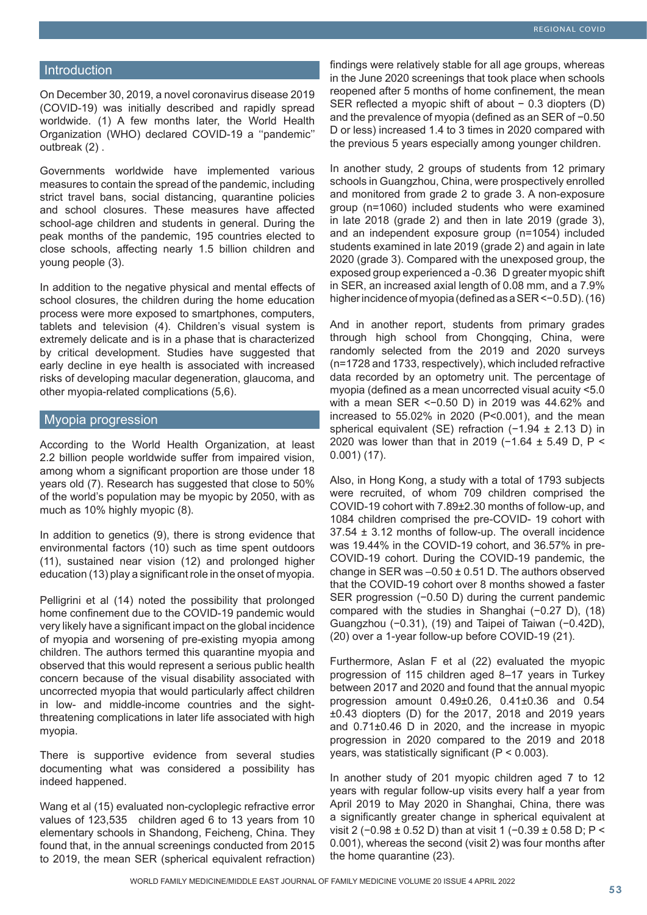## Introduction

On December 30, 2019, a novel coronavirus disease 2019 (COVID-19) was initially described and rapidly spread worldwide. (1) A few months later, the World Health Organization (WHO) declared COVID-19 a ''pandemic'' outbreak (2) .

Governments worldwide have implemented various measures to contain the spread of the pandemic, including strict travel bans, social distancing, quarantine policies and school closures. These measures have affected school-age children and students in general. During the peak months of the pandemic, 195 countries elected to close schools, affecting nearly 1.5 billion children and young people (3).

In addition to the negative physical and mental effects of school closures, the children during the home education process were more exposed to smartphones, computers, tablets and television (4). Children's visual system is extremely delicate and is in a phase that is characterized by critical development. Studies have suggested that early decline in eye health is associated with increased risks of developing macular degeneration, glaucoma, and other myopia-related complications (5,6).

## Myopia progression

According to the World Health Organization, at least 2.2 billion people worldwide suffer from impaired vision, among whom a significant proportion are those under 18 years old (7). Research has suggested that close to 50% of the world's population may be myopic by 2050, with as much as 10% highly myopic (8).

In addition to genetics (9), there is strong evidence that environmental factors (10) such as time spent outdoors (11), sustained near vision (12) and prolonged higher education (13) play a significant role in the onset of myopia.

Pelligrini et al (14) noted the possibility that prolonged home confinement due to the COVID-19 pandemic would very likely have a significant impact on the global incidence of myopia and worsening of pre-existing myopia among children. The authors termed this quarantine myopia and observed that this would represent a serious public health concern because of the visual disability associated with uncorrected myopia that would particularly affect children in low- and middle-income countries and the sight-threatening complications in later life associated with high myopia.

There is supportive evidence from several studies documenting what was considered a possibility has indeed happened.

Wang et al (15) evaluated non-cycloplegic refractive error values of 123,535 children aged 6 to 13 years from 10 elementary schools in Shandong, Feicheng, China. They found that, in the annual screenings conducted from 2015 to 2019, the mean SER (spherical equivalent refraction) findings were relatively stable for all age groups, whereas in the June 2020 screenings that took place when schools reopened after 5 months of home confinement, the mean SER reflected a myopic shift of about − 0.3 diopters (D) and the prevalence of myopia (defined as an SER of −0.50 D or less) increased 1.4 to 3 times in 2020 compared with the previous 5 years especially among younger children.

In another study, 2 groups of students from 12 primary schools in Guangzhou, China, were prospectively enrolled and monitored from grade 2 to grade 3. A non-exposure group (n=1060) included students who were examined in late 2018 (grade 2) and then in late 2019 (grade 3), and an independent exposure group (n=1054) included students examined in late 2019 (grade 2) and again in late 2020 (grade 3). Compared with the unexposed group, the exposed group experienced a -0.36 D greater myopic shift in SER, an increased axial length of 0.08 mm, and a 7.9% higher incidence of myopia (defined as a SER <−0.5 D). (16)

And in another report, students from primary grades through high school from Chongqing, China, were randomly selected from the 2019 and 2020 surveys (n=1728 and 1733, respectively), which included refractive data recorded by an optometry unit. The percentage of myopia (defined as a mean uncorrected visual acuity <5.0 with a mean SER <−0.50 D) in 2019 was 44.62% and increased to 55.02% in 2020 (P<0.001), and the mean spherical equivalent (SE) refraction (−1.94 ± 2.13 D) in 2020 was lower than that in 2019 (−1.64 ± 5.49 D, P < 0.001) (17).

Also, in Hong Kong, a study with a total of 1793 subjects were recruited, of whom 709 children comprised the COVID-19 cohort with 7.89±2.30 months of follow-up, and 1084 children comprised the pre-COVID- 19 cohort with 37.54 ± 3.12 months of follow-up. The overall incidence was 19.44% in the COVID-19 cohort, and 36.57% in pre-COVID-19 cohort. During the COVID-19 pandemic, the change in SER was –0.50 ± 0.51 D. The authors observed that the COVID-19 cohort over 8 months showed a faster SER progression (−0.50 D) during the current pandemic compared with the studies in Shanghai (−0.27 D), (18) Guangzhou (−0.31), (19) and Taipei of Taiwan (−0.42D), (20) over a 1-year follow-up before COVID-19 (21).

Furthermore, Aslan F et al (22) evaluated the myopic progression of 115 children aged 8–17 years in Turkey between 2017 and 2020 and found that the annual myopic progression amount 0.49±0.26, 0.41±0.36 and 0.54 ±0.43 diopters (D) for the 2017, 2018 and 2019 years and 0.71±0.46 D in 2020, and the increase in myopic progression in 2020 compared to the 2019 and 2018 years, was statistically significant (P < 0.003).

In another study of 201 myopic children aged 7 to 12 years with regular follow-up visits every half a year from April 2019 to May 2020 in Shanghai, China, there was a significantly greater change in spherical equivalent at visit 2 (−0.98 ± 0.52 D) than at visit 1 (−0.39 ± 0.58 D; P < 0.001), whereas the second (visit 2) was four months after the home quarantine (23).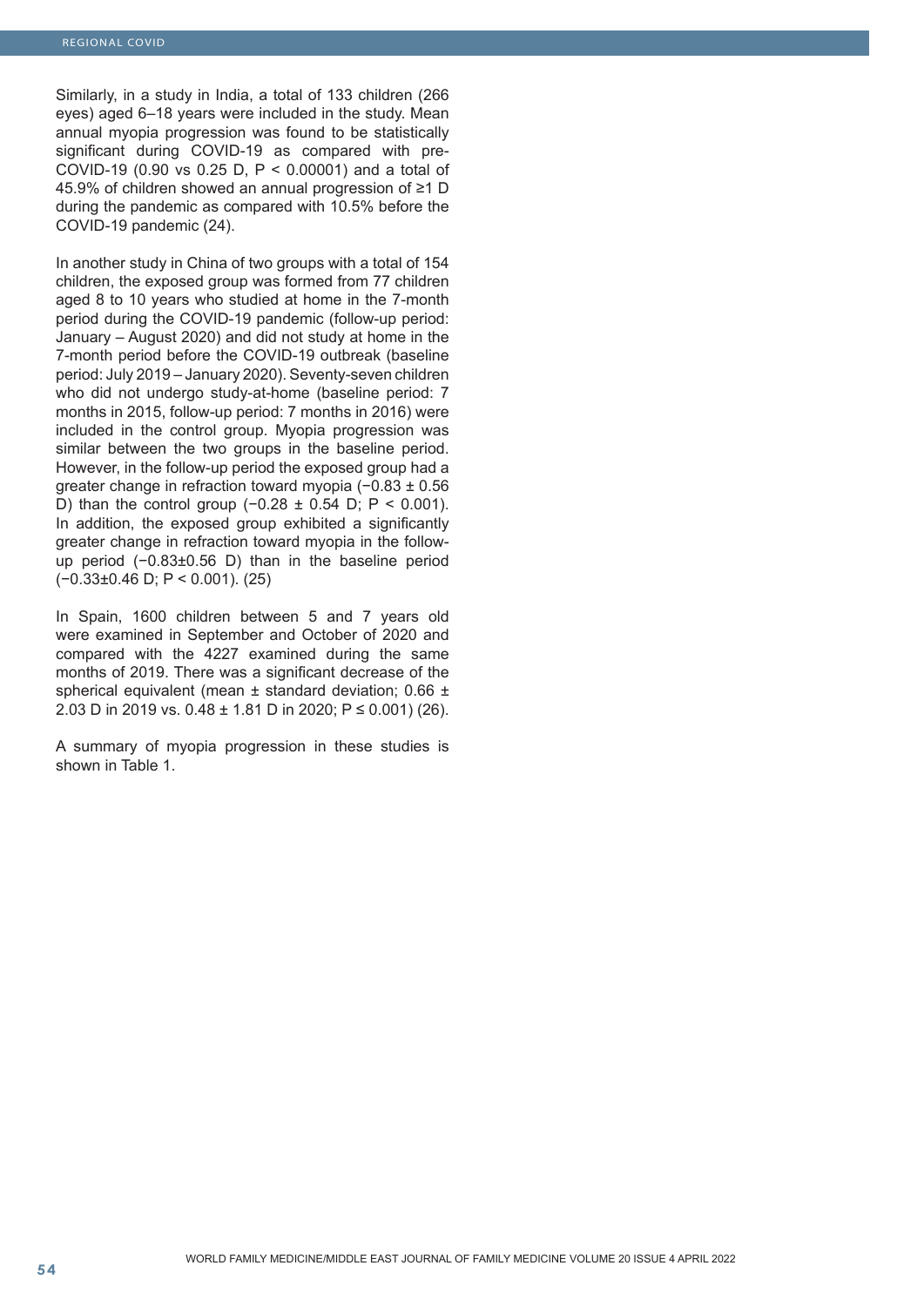Similarly, in a study in India, a total of 133 children (266 eyes) aged 6–18 years were included in the study. Mean annual myopia progression was found to be statistically significant during COVID-19 as compared with pre-COVID-19 (0.90 vs 0.25 D, P < 0.00001) and a total of 45.9% of children showed an annual progression of ≥1 D during the pandemic as compared with 10.5% before the COVID-19 pandemic (24).

In another study in China of two groups with a total of 154 children, the exposed group was formed from 77 children aged 8 to 10 years who studied at home in the 7-month period during the COVID-19 pandemic (follow-up period: January – August 2020) and did not study at home in the 7-month period before the COVID-19 outbreak (baseline period: July 2019 – January 2020). Seventy-seven children who did not undergo study-at-home (baseline period: 7 months in 2015, follow-up period: 7 months in 2016) were included in the control group. Myopia progression was similar between the two groups in the baseline period. However, in the follow-up period the exposed group had a greater change in refraction toward myopia (−0.83 ± 0.56 D) than the control group (−0.28 ± 0.54 D; P < 0.001). In addition, the exposed group exhibited a significantly greater change in refraction toward myopia in the follow-up period (−0.83±0.56 D) than in the baseline period (−0.33±0.46 D; P < 0.001). (25)

In Spain, 1600 children between 5 and 7 years old were examined in September and October of 2020 and compared with the 4227 examined during the same months of 2019. There was a significant decrease of the spherical equivalent (mean ± standard deviation; 0.66 ± 2.03 D in 2019 vs. 0.48 ± 1.81 D in 2020; P ≤ 0.001) (26).

A summary of myopia progression in these studies is shown in Table 1.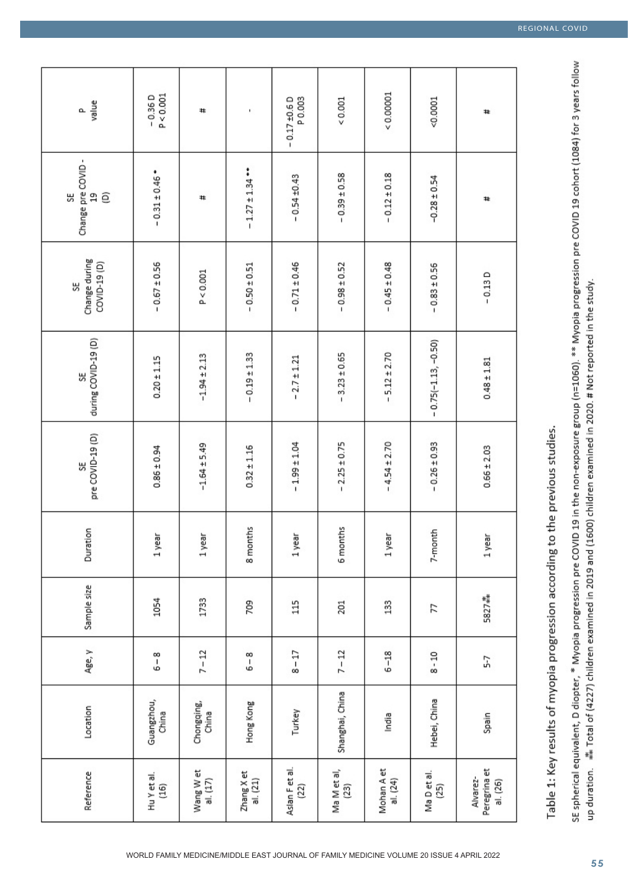| Reference | Location | Age, y | Sample size | Duration | SE pre COVID-19 (D) | SE during COVID-19 (D) | SE Change during COVID-19 (D) | SE Change pre COVID - 19 (D) | P value |
|---|---|---|---|---|---|---|---|---|---|
| Hu Y et al. (16) | Guangzhou, China | 6 – 8 | 1054 | 1 year | 0.86 ± 0.94 | 0.20 ± 1.15 | – 0.67 ± 0.56 | – 0.31 ± 0.46 * | – 0.36 D P < 0.001 |
| Wang W et al. (17) | Chongqing, China | 7 – 12 | 1733 | 1 year | –1.64 ± 5.49 | –1.94 ± 2.13 | P < 0.001 | # | # |
| Zhang X et al. (21) | Hong Kong | 6 – 8 | 709 | 8 months | 0.32 ± 1.16 | – 0.19 ± 1.33 | – 0.50 ± 0.51 | – 1.27 ± 1.34 ** | - |
| Aslan F et al. (22) | Turkey | 8 – 17 | 115 | 1 year | – 1.99 ± 1.04 | – 2.7 ± 1.21 | – 0.71 ± 0.46 | – 0.54 ±0.43 | – 0.17 ±0.6 D P 0.003 |
| Ma M et al, (23) | Shanghai, China | 7 – 12 | 201 | 6 months | – 2.25 ± 0.75 | – 3.23 ± 0.65 | – 0.98 ± 0.52 | – 0.39 ± 0.58 | < 0.001 |
| Mohan A et al. (24) | India | 6 –18 | 133 | 1 year | – 4.54 ± 2.70 | – 5.12 ± 2.70 | – 0.45 ± 0.48 | – 0.12 ± 0.18 | < 0.00001 |
| Ma D et al. (25) | Hebei, China | 8 - 10 | 77 | 7-month | – 0.26 ± 0.93 | – 0.75(–1.13, –0.50) | – 0.83 ± 0.56 | –0.28 ± 0.54 | <0.0001 |
| Alvarez-Peregrina et al. (26) | Spain | 5-7 | 5827⁑ | 1 year | 0.66 ± 2.03 | 0.48 ± 1.81 | – 0.13 D | # | # |

Table 1: Key results of myopia progression according to the previous studies.

SE spherical equivalent, D diopter, * Myopia progression pre COVID 19 in the non-exposure group (n=1060). ** Myopia progression pre COVID 19 cohort (1084) for 3 years follow up duration. ⁑ Total of (4227) children examined in 2019 and (1600) children examined in 2020. # Not reported in the study.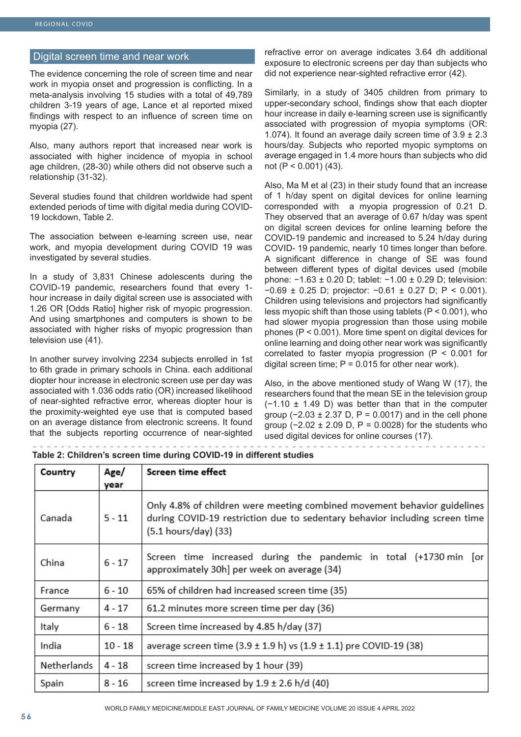## Digital screen time and near work

The evidence concerning the role of screen time and near work in myopia onset and progression is conflicting. In a meta-analysis involving 15 studies with a total of 49,789 children 3-19 years of age, Lance et al reported mixed findings with respect to an influence of screen time on myopia (27).

Also, many authors report that increased near work is associated with higher incidence of myopia in school age children, (28-30) while others did not observe such a relationship (31-32).

Several studies found that children worldwide had spent extended periods of time with digital media during COVID-19 lockdown, Table 2.

The association between e-learning screen use, near work, and myopia development during COVID 19 was investigated by several studies.

In a study of 3,831 Chinese adolescents during the COVID-19 pandemic, researchers found that every 1-hour increase in daily digital screen use is associated with 1.26 OR [Odds Ratio] higher risk of myopic progression. And using smartphones and computers is shown to be associated with higher risks of myopic progression than television use (41).

In another survey involving 2234 subjects enrolled in 1st to 6th grade in primary schools in China. each additional diopter hour increase in electronic screen use per day was associated with 1.036 odds ratio (OR) increased likelihood of near-sighted refractive error, whereas diopter hour is the proximity-weighted eye use that is computed based on an average distance from electronic screens. It found that the subjects reporting occurrence of near-sighted refractive error on average indicates 3.64 dh additional exposure to electronic screens per day than subjects who did not experience near-sighted refractive error (42).

Similarly, in a study of 3405 children from primary to upper-secondary school, findings show that each diopter hour increase in daily e-learning screen use is significantly associated with progression of myopia symptoms (OR: 1.074). It found an average daily screen time of 3.9 ± 2.3 hours/day. Subjects who reported myopic symptoms on average engaged in 1.4 more hours than subjects who did not ($P < 0.001$) (43).

Also, Ma M et al (23) in their study found that an increase of 1 h/day spent on digital devices for online learning corresponded with a myopia progression of 0.21 D. They observed that an average of 0.67 h/day was spent on digital screen devices for online learning before the COVID-19 pandemic and increased to 5.24 h/day during COVID- 19 pandemic, nearly 10 times longer than before. A significant difference in change of SE was found between different types of digital devices used (mobile phone: −1.63 ± 0.20 D; tablet: −1.00 ± 0.29 D; television: −0.69 ± 0.25 D; projector: −0.61 ± 0.27 D; $P < 0.001$). Children using televisions and projectors had significantly less myopic shift than those using tablets ($P < 0.001$), who had slower myopia progression than those using mobile phones ($P < 0.001$). More time spent on digital devices for online learning and doing other near work was significantly correlated to faster myopia progression ($P < 0.001$ for digital screen time; $P = 0.015$ for other near work).

Also, in the above mentioned study of Wang W (17), the researchers found that the mean SE in the television group (−1.10 ± 1.49 D) was better than that in the computer group (−2.03 ± 2.37 D, $P = 0.0017$) and in the cell phone group (−2.02 ± 2.09 D, $P = 0.0028$) for the students who used digital devices for online courses (17).

**Table 2: Children's screen time during COVID-19 in different studies**

| Country | Age/ year | Screen time effect |
|---|---|---|
| Canada | 5 - 11 | Only 4.8% of children were meeting combined movement behavior guidelines during COVID-19 restriction due to sedentary behavior including screen time (5.1 hours/day) (33) |
| China | 6 - 17 | Screen time increased during the pandemic in total (+1730 min [or approximately 30h] per week on average (34) |
| France | 6 - 10 | 65% of children had increased screen time (35) |
| Germany | 4 - 17 | 61.2 minutes more screen time per day (36) |
| Italy | 6 - 18 | Screen time increased by 4.85 h/day (37) |
| India | 10 - 18 | average screen time (3.9 ± 1.9 h) vs (1.9 ± 1.1) pre COVID-19 (38) |
| Netherlands | 4 - 18 | screen time increased by 1 hour (39) |
| Spain | 8 - 16 | screen time increased by 1.9 ± 2.6 h/d (40) |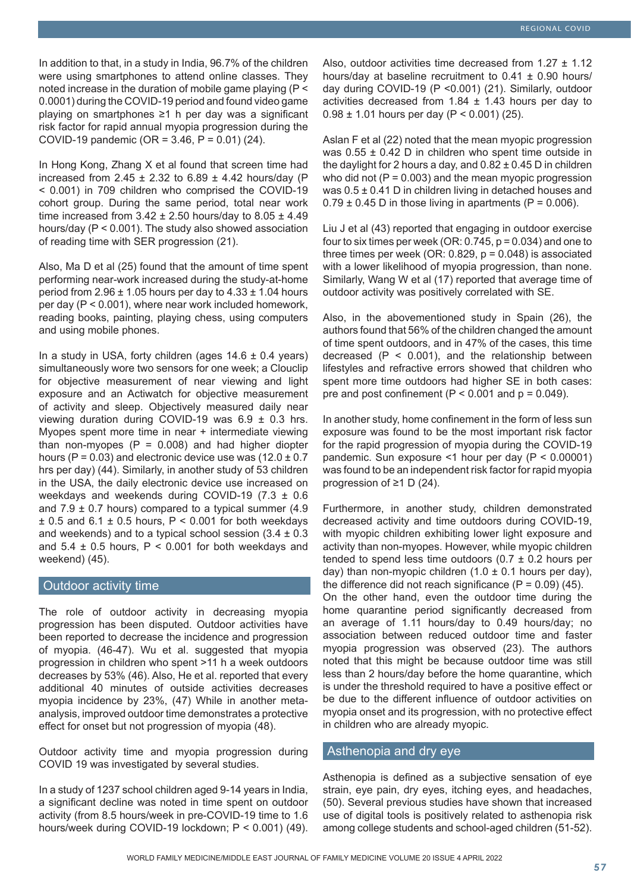In addition to that, in a study in India, 96.7% of the children were using smartphones to attend online classes. They noted increase in the duration of mobile game playing ($P < 0.0001$) during the COVID-19 period and found video game playing on smartphones ≥1 h per day was a significant risk factor for rapid annual myopia progression during the COVID-19 pandemic (OR = 3.46, $P = 0.01$) (24).

In Hong Kong, Zhang X et al found that screen time had increased from 2.45 ± 2.32 to 6.89 ± 4.42 hours/day ($P < 0.001$) in 709 children who comprised the COVID-19 cohort group. During the same period, total near work time increased from 3.42 ± 2.50 hours/day to 8.05 ± 4.49 hours/day ($P < 0.001$). The study also showed association of reading time with SER progression (21).

Also, Ma D et al (25) found that the amount of time spent performing near-work increased during the study-at-home period from 2.96 ± 1.05 hours per day to 4.33 ± 1.04 hours per day ($P < 0.001$), where near work included homework, reading books, painting, playing chess, using computers and using mobile phones.

In a study in USA, forty children (ages 14.6 ± 0.4 years) simultaneously wore two sensors for one week; a Clouclip for objective measurement of near viewing and light exposure and an Actiwatch for objective measurement of activity and sleep. Objectively measured daily near viewing duration during COVID-19 was 6.9 ± 0.3 hrs. Myopes spent more time in near + intermediate viewing than non-myopes ($P = 0.008$) and had higher diopter hours ($P = 0.03$) and electronic device use was (12.0 ± 0.7 hrs per day) (44). Similarly, in another study of 53 children in the USA, the daily electronic device use increased on weekdays and weekends during COVID-19 (7.3 ± 0.6 and 7.9 ± 0.7 hours) compared to a typical summer (4.9 ± 0.5 and 6.1 ± 0.5 hours, $P < 0.001$ for both weekdays and weekends) and to a typical school session (3.4 ± 0.3 and 5.4 ± 0.5 hours, $P < 0.001$ for both weekdays and weekend) (45).

## Outdoor activity time

The role of outdoor activity in decreasing myopia progression has been disputed. Outdoor activities have been reported to decrease the incidence and progression of myopia. (46-47). Wu et al. suggested that myopia progression in children who spent >11 h a week outdoors decreases by 53% (46). Also, He et al. reported that every additional 40 minutes of outside activities decreases myopia incidence by 23%, (47) While in another meta-analysis, improved outdoor time demonstrates a protective effect for onset but not progression of myopia (48).

Outdoor activity time and myopia progression during COVID 19 was investigated by several studies.

In a study of 1237 school children aged 9-14 years in India, a significant decline was noted in time spent on outdoor activity (from 8.5 hours/week in pre-COVID-19 time to 1.6 hours/week during COVID-19 lockdown; $P < 0.001$) (49).

Also, outdoor activities time decreased from 1.27 ± 1.12 hours/day at baseline recruitment to 0.41 ± 0.90 hours/day during COVID-19 ($P < 0.001$) (21). Similarly, outdoor activities decreased from 1.84 ± 1.43 hours per day to 0.98 ± 1.01 hours per day ($P < 0.001$) (25).

Aslan F et al (22) noted that the mean myopic progression was 0.55 ± 0.42 D in children who spent time outside in the daylight for 2 hours a day, and 0.82 ± 0.45 D in children who did not ($P = 0.003$) and the mean myopic progression was 0.5 ± 0.41 D in children living in detached houses and 0.79 ± 0.45 D in those living in apartments ($P = 0.006$).

Liu J et al (43) reported that engaging in outdoor exercise four to six times per week (OR: 0.745, $p = 0.034$) and one to three times per week (OR: 0.829, $p = 0.048$) is associated with a lower likelihood of myopia progression, than none. Similarly, Wang W et al (17) reported that average time of outdoor activity was positively correlated with SE.

Also, in the abovementioned study in Spain (26), the authors found that 56% of the children changed the amount of time spent outdoors, and in 47% of the cases, this time decreased ($P < 0.001$), and the relationship between lifestyles and refractive errors showed that children who spent more time outdoors had higher SE in both cases: pre and post confinement ($P < 0.001$ and $p = 0.049$).

In another study, home confinement in the form of less sun exposure was found to be the most important risk factor for the rapid progression of myopia during the COVID-19 pandemic. Sun exposure <1 hour per day ($P < 0.00001$) was found to be an independent risk factor for rapid myopia progression of ≥1 D (24).

Furthermore, in another study, children demonstrated decreased activity and time outdoors during COVID-19, with myopic children exhibiting lower light exposure and activity than non-myopes. However, while myopic children tended to spend less time outdoors (0.7 ± 0.2 hours per day) than non-myopic children (1.0 ± 0.1 hours per day), the difference did not reach significance ($P = 0.09$) (45).

On the other hand, even the outdoor time during the home quarantine period significantly decreased from an average of 1.11 hours/day to 0.49 hours/day; no association between reduced outdoor time and faster myopia progression was observed (23). The authors noted that this might be because outdoor time was still less than 2 hours/day before the home quarantine, which is under the threshold required to have a positive effect or be due to the different influence of outdoor activities on myopia onset and its progression, with no protective effect in children who are already myopic.

## Asthenopia and dry eye

Asthenopia is defined as a subjective sensation of eye strain, eye pain, dry eyes, itching eyes, and headaches, (50). Several previous studies have shown that increased use of digital tools is positively related to asthenopia risk among college students and school-aged children (51-52).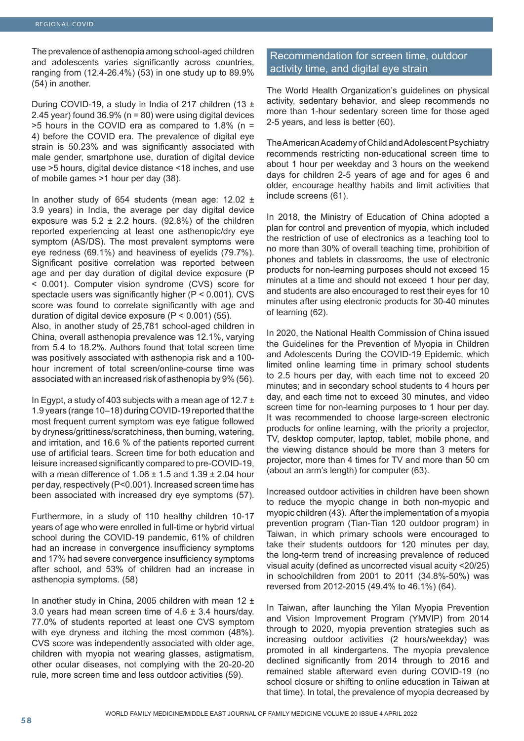The prevalence of asthenopia among school-aged children and adolescents varies significantly across countries, ranging from (12.4-26.4%) (53) in one study up to 89.9% (54) in another.

During COVID-19, a study in India of 217 children (13 ± 2.45 year) found 36.9% (n = 80) were using digital devices >5 hours in the COVID era as compared to 1.8% (n = 4) before the COVID era. The prevalence of digital eye strain is 50.23% and was significantly associated with male gender, smartphone use, duration of digital device use >5 hours, digital device distance <18 inches, and use of mobile games >1 hour per day (38).

In another study of 654 students (mean age: 12.02 ± 3.9 years) in India, the average per day digital device exposure was 5.2 ± 2.2 hours. (92.8%) of the children reported experiencing at least one asthenopic/dry eye symptom (AS/DS). The most prevalent symptoms were eye redness (69.1%) and heaviness of eyelids (79.7%). Significant positive correlation was reported between age and per day duration of digital device exposure (P < 0.001). Computer vision syndrome (CVS) score for spectacle users was significantly higher (P < 0.001). CVS score was found to correlate significantly with age and duration of digital device exposure (P < 0.001) (55).
Also, in another study of 25,781 school-aged children in China, overall asthenopia prevalence was 12.1%, varying from 5.4 to 18.2%. Authors found that total screen time was positively associated with asthenopia risk and a 100-hour increment of total screen/online-course time was associated with an increased risk of asthenopia by 9% (56).

In Egypt, a study of 403 subjects with a mean age of 12.7 ± 1.9 years (range 10–18) during COVID-19 reported that the most frequent current symptom was eye fatigue followed by dryness/grittiness/scratchiness, then burning, watering, and irritation, and 16.6 % of the patients reported current use of artificial tears. Screen time for both education and leisure increased significantly compared to pre-COVID-19, with a mean difference of 1.06 ± 1.5 and 1.39 ± 2.04 hour per day, respectively (P<0.001). Increased screen time has been associated with increased dry eye symptoms (57).

Furthermore, in a study of 110 healthy children 10-17 years of age who were enrolled in full-time or hybrid virtual school during the COVID-19 pandemic, 61% of children had an increase in convergence insufficiency symptoms and 17% had severe convergence insufficiency symptoms after school, and 53% of children had an increase in asthenopia symptoms. (58)

In another study in China, 2005 children with mean 12 ± 3.0 years had mean screen time of 4.6 ± 3.4 hours/day. 77.0% of students reported at least one CVS symptom with eye dryness and itching the most common (48%). CVS score was independently associated with older age, children with myopia not wearing glasses, astigmatism, other ocular diseases, not complying with the 20-20-20 rule, more screen time and less outdoor activities (59).

## Recommendation for screen time, outdoor activity time, and digital eye strain

The World Health Organization's guidelines on physical activity, sedentary behavior, and sleep recommends no more than 1-hour sedentary screen time for those aged 2-5 years, and less is better (60).

The American Academy of Child and Adolescent Psychiatry recommends restricting non-educational screen time to about 1 hour per weekday and 3 hours on the weekend days for children 2-5 years of age and for ages 6 and older, encourage healthy habits and limit activities that include screens (61).

In 2018, the Ministry of Education of China adopted a plan for control and prevention of myopia, which included the restriction of use of electronics as a teaching tool to no more than 30% of overall teaching time, prohibition of phones and tablets in classrooms, the use of electronic products for non-learning purposes should not exceed 15 minutes at a time and should not exceed 1 hour per day, and students are also encouraged to rest their eyes for 10 minutes after using electronic products for 30-40 minutes of learning (62).

In 2020, the National Health Commission of China issued the Guidelines for the Prevention of Myopia in Children and Adolescents During the COVID-19 Epidemic, which limited online learning time in primary school students to 2.5 hours per day, with each time not to exceed 20 minutes; and in secondary school students to 4 hours per day, and each time not to exceed 30 minutes, and video screen time for non-learning purposes to 1 hour per day. It was recommended to choose large-screen electronic products for online learning, with the priority a projector, TV, desktop computer, laptop, tablet, mobile phone, and the viewing distance should be more than 3 meters for projector, more than 4 times for TV and more than 50 cm (about an arm's length) for computer (63).

Increased outdoor activities in children have been shown to reduce the myopic change in both non-myopic and myopic children (43). After the implementation of a myopia prevention program (Tian-Tian 120 outdoor program) in Taiwan, in which primary schools were encouraged to take their students outdoors for 120 minutes per day, the long-term trend of increasing prevalence of reduced visual acuity (defined as uncorrected visual acuity <20/25) in schoolchildren from 2001 to 2011 (34.8%-50%) was reversed from 2012-2015 (49.4% to 46.1%) (64).

In Taiwan, after launching the Yilan Myopia Prevention and Vision Improvement Program (YMVIP) from 2014 through to 2020, myopia prevention strategies such as increasing outdoor activities (2 hours/weekday) was promoted in all kindergartens. The myopia prevalence declined significantly from 2014 through to 2016 and remained stable afterward even during COVID-19 (no school closure or shifting to online education in Taiwan at that time). In total, the prevalence of myopia decreased by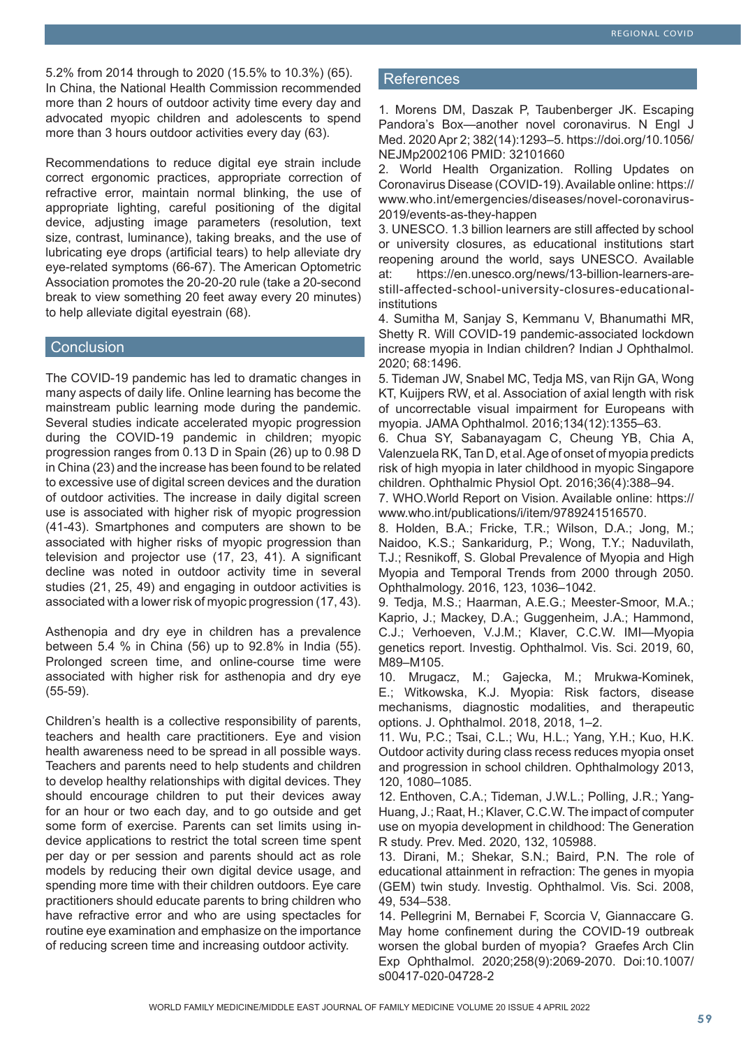5.2% from 2014 through to 2020 (15.5% to 10.3%) (65). In China, the National Health Commission recommended more than 2 hours of outdoor activity time every day and advocated myopic children and adolescents to spend more than 3 hours outdoor activities every day (63).

Recommendations to reduce digital eye strain include correct ergonomic practices, appropriate correction of refractive error, maintain normal blinking, the use of appropriate lighting, careful positioning of the digital device, adjusting image parameters (resolution, text size, contrast, luminance), taking breaks, and the use of lubricating eye drops (artificial tears) to help alleviate dry eye-related symptoms (66-67). The American Optometric Association promotes the 20-20-20 rule (take a 20-second break to view something 20 feet away every 20 minutes) to help alleviate digital eyestrain (68).

## Conclusion

The COVID-19 pandemic has led to dramatic changes in many aspects of daily life. Online learning has become the mainstream public learning mode during the pandemic. Several studies indicate accelerated myopic progression during the COVID-19 pandemic in children; myopic progression ranges from 0.13 D in Spain (26) up to 0.98 D in China (23) and the increase has been found to be related to excessive use of digital screen devices and the duration of outdoor activities. The increase in daily digital screen use is associated with higher risk of myopic progression (41-43). Smartphones and computers are shown to be associated with higher risks of myopic progression than television and projector use (17, 23, 41). A significant decline was noted in outdoor activity time in several studies (21, 25, 49) and engaging in outdoor activities is associated with a lower risk of myopic progression (17, 43).

Asthenopia and dry eye in children has a prevalence between 5.4 % in China (56) up to 92.8% in India (55). Prolonged screen time, and online-course time were associated with higher risk for asthenopia and dry eye (55-59).

Children's health is a collective responsibility of parents, teachers and health care practitioners. Eye and vision health awareness need to be spread in all possible ways. Teachers and parents need to help students and children to develop healthy relationships with digital devices. They should encourage children to put their devices away for an hour or two each day, and to go outside and get some form of exercise. Parents can set limits using in-device applications to restrict the total screen time spent per day or per session and parents should act as role models by reducing their own digital device usage, and spending more time with their children outdoors. Eye care practitioners should educate parents to bring children who have refractive error and who are using spectacles for routine eye examination and emphasize on the importance of reducing screen time and increasing outdoor activity.

## References

1. Morens DM, Daszak P, Taubenberger JK. Escaping Pandora's Box—another novel coronavirus. N Engl J Med. 2020 Apr 2; 382(14):1293–5. https://doi.org/10.1056/NEJMp2002106 PMID: 32101660
2. World Health Organization. Rolling Updates on Coronavirus Disease (COVID-19). Available online: https://www.who.int/emergencies/diseases/novel-coronavirus-2019/events-as-they-happen
3. UNESCO. 1.3 billion learners are still affected by school or university closures, as educational institutions start reopening around the world, says UNESCO. Available at: https://en.unesco.org/news/13-billion-learners-are-still-affected-school-university-closures-educational-institutions
4. Sumitha M, Sanjay S, Kemmanu V, Bhanumathi MR, Shetty R. Will COVID-19 pandemic-associated lockdown increase myopia in Indian children? Indian J Ophthalmol. 2020; 68:1496.
5. Tideman JW, Snabel MC, Tedja MS, van Rijn GA, Wong KT, Kuijpers RW, et al. Association of axial length with risk of uncorrectable visual impairment for Europeans with myopia. JAMA Ophthalmol. 2016;134(12):1355–63.
6. Chua SY, Sabanayagam C, Cheung YB, Chia A, Valenzuela RK, Tan D, et al. Age of onset of myopia predicts risk of high myopia in later childhood in myopic Singapore children. Ophthalmic Physiol Opt. 2016;36(4):388–94.
7. WHO.World Report on Vision. Available online: https://www.who.int/publications/i/item/9789241516570.
8. Holden, B.A.; Fricke, T.R.; Wilson, D.A.; Jong, M.; Naidoo, K.S.; Sankaridurg, P.; Wong, T.Y.; Naduvilath, T.J.; Resnikoff, S. Global Prevalence of Myopia and High Myopia and Temporal Trends from 2000 through 2050. Ophthalmology. 2016, 123, 1036–1042.
9. Tedja, M.S.; Haarman, A.E.G.; Meester-Smoor, M.A.; Kaprio, J.; Mackey, D.A.; Guggenheim, J.A.; Hammond, C.J.; Verhoeven, V.J.M.; Klaver, C.C.W. IMI—Myopia genetics report. Investig. Ophthalmol. Vis. Sci. 2019, 60, M89–M105.
10. Mrugacz, M.; Gajecka, M.; Mrukwa-Kominek, E.; Witkowska, K.J. Myopia: Risk factors, disease mechanisms, diagnostic modalities, and therapeutic options. J. Ophthalmol. 2018, 2018, 1–2.
11. Wu, P.C.; Tsai, C.L.; Wu, H.L.; Yang, Y.H.; Kuo, H.K. Outdoor activity during class recess reduces myopia onset and progression in school children. Ophthalmology 2013, 120, 1080–1085.
12. Enthoven, C.A.; Tideman, J.W.L.; Polling, J.R.; Yang-Huang, J.; Raat, H.; Klaver, C.C.W. The impact of computer use on myopia development in childhood: The Generation R study. Prev. Med. 2020, 132, 105988.
13. Dirani, M.; Shekar, S.N.; Baird, P.N. The role of educational attainment in refraction: The genes in myopia (GEM) twin study. Investig. Ophthalmol. Vis. Sci. 2008, 49, 534–538.
14. Pellegrini M, Bernabei F, Scorcia V, Giannaccare G. May home confinement during the COVID-19 outbreak worsen the global burden of myopia? Graefes Arch Clin Exp Ophthalmol. 2020;258(9):2069-2070. Doi:10.1007/s00417-020-04728-2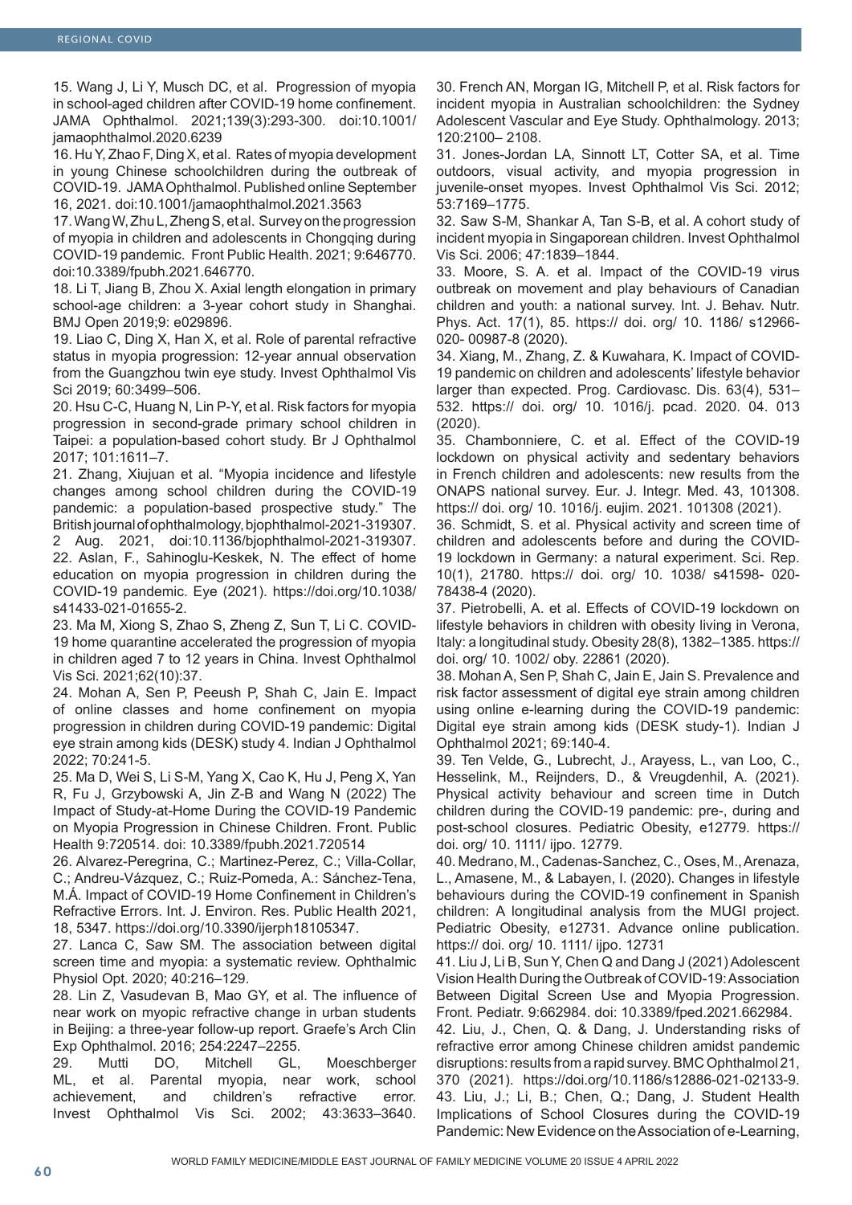15. Wang J, Li Y, Musch DC, et al. Progression of myopia in school-aged children after COVID-19 home confinement. JAMA Ophthalmol. 2021;139(3):293-300. doi:10.1001/jamaophthalmol.2020.6239

16. Hu Y, Zhao F, Ding X, et al. Rates of myopia development in young Chinese schoolchildren during the outbreak of COVID-19. JAMA Ophthalmol. Published online September 16, 2021. doi:10.1001/jamaophthalmol.2021.3563

17. Wang W, Zhu L, Zheng S, et al. Survey on the progression of myopia in children and adolescents in Chongqing during COVID-19 pandemic. Front Public Health. 2021; 9:646770. doi:10.3389/fpubh.2021.646770.

18. Li T, Jiang B, Zhou X. Axial length elongation in primary school-age children: a 3-year cohort study in Shanghai. BMJ Open 2019;9: e029896.

19. Liao C, Ding X, Han X, et al. Role of parental refractive status in myopia progression: 12-year annual observation from the Guangzhou twin eye study. Invest Ophthalmol Vis Sci 2019; 60:3499–506.

20. Hsu C-C, Huang N, Lin P-Y, et al. Risk factors for myopia progression in second-grade primary school children in Taipei: a population-based cohort study. Br J Ophthalmol 2017; 101:1611–7.

21. Zhang, Xiujuan et al. "Myopia incidence and lifestyle changes among school children during the COVID-19 pandemic: a population-based prospective study." The British journal of ophthalmology, bjophthalmol-2021-319307. 2 Aug. 2021, doi:10.1136/bjophthalmol-2021-319307.

22. Aslan, F., Sahinoglu-Keskek, N. The effect of home education on myopia progression in children during the COVID-19 pandemic. Eye (2021). https://doi.org/10.1038/s41433-021-01655-2.

23. Ma M, Xiong S, Zhao S, Zheng Z, Sun T, Li C. COVID-19 home quarantine accelerated the progression of myopia in children aged 7 to 12 years in China. Invest Ophthalmol Vis Sci. 2021;62(10):37.

24. Mohan A, Sen P, Peeush P, Shah C, Jain E. Impact of online classes and home confinement on myopia progression in children during COVID-19 pandemic: Digital eye strain among kids (DESK) study 4. Indian J Ophthalmol 2022; 70:241-5.

25. Ma D, Wei S, Li S-M, Yang X, Cao K, Hu J, Peng X, Yan R, Fu J, Grzybowski A, Jin Z-B and Wang N (2022) The Impact of Study-at-Home During the COVID-19 Pandemic on Myopia Progression in Chinese Children. Front. Public Health 9:720514. doi: 10.3389/fpubh.2021.720514

26. Alvarez-Peregrina, C.; Martinez-Perez, C.; Villa-Collar, C.; Andreu-Vázquez, C.; Ruiz-Pomeda, A.: Sánchez-Tena, M.Á. Impact of COVID-19 Home Confinement in Children's Refractive Errors. Int. J. Environ. Res. Public Health 2021, 18, 5347. https://doi.org/10.3390/ijerph18105347.

27. Lanca C, Saw SM. The association between digital screen time and myopia: a systematic review. Ophthalmic Physiol Opt. 2020; 40:216–129.

28. Lin Z, Vasudevan B, Mao GY, et al. The influence of near work on myopic refractive change in urban students in Beijing: a three-year follow-up report. Graefe's Arch Clin Exp Ophthalmol. 2016; 254:2247–2255.

29. Mutti DO, Mitchell GL, Moeschberger ML, et al. Parental myopia, near work, school achievement, and children's refractive error. Invest Ophthalmol Vis Sci. 2002; 43:3633–3640.

30. French AN, Morgan IG, Mitchell P, et al. Risk factors for incident myopia in Australian schoolchildren: the Sydney Adolescent Vascular and Eye Study. Ophthalmology. 2013; 120:2100– 2108.

31. Jones-Jordan LA, Sinnott LT, Cotter SA, et al. Time outdoors, visual activity, and myopia progression in juvenile-onset myopes. Invest Ophthalmol Vis Sci. 2012; 53:7169–1775.

32. Saw S-M, Shankar A, Tan S-B, et al. A cohort study of incident myopia in Singaporean children. Invest Ophthalmol Vis Sci. 2006; 47:1839–1844.

33. Moore, S. A. et al. Impact of the COVID-19 virus outbreak on movement and play behaviours of Canadian children and youth: a national survey. Int. J. Behav. Nutr. Phys. Act. 17(1), 85. https:// doi. org/ 10. 1186/ s12966-020- 00987-8 (2020).

34. Xiang, M., Zhang, Z. & Kuwahara, K. Impact of COVID-19 pandemic on children and adolescents' lifestyle behavior larger than expected. Prog. Cardiovasc. Dis. 63(4), 531–532. https:// doi. org/ 10. 1016/j. pcad. 2020. 04. 013 (2020).

35. Chambonniere, C. et al. Effect of the COVID-19 lockdown on physical activity and sedentary behaviors in French children and adolescents: new results from the ONAPS national survey. Eur. J. Integr. Med. 43, 101308. https:// doi. org/ 10. 1016/j. eujim. 2021. 101308 (2021).

36. Schmidt, S. et al. Physical activity and screen time of children and adolescents before and during the COVID-19 lockdown in Germany: a natural experiment. Sci. Rep. 10(1), 21780. https:// doi. org/ 10. 1038/ s41598- 020-78438-4 (2020).

37. Pietrobelli, A. et al. Effects of COVID-19 lockdown on lifestyle behaviors in children with obesity living in Verona, Italy: a longitudinal study. Obesity 28(8), 1382–1385. https:// doi. org/ 10. 1002/ oby. 22861 (2020).

38. Mohan A, Sen P, Shah C, Jain E, Jain S. Prevalence and risk factor assessment of digital eye strain among children using online e-learning during the COVID-19 pandemic: Digital eye strain among kids (DESK study-1). Indian J Ophthalmol 2021; 69:140-4.

39. Ten Velde, G., Lubrecht, J., Arayess, L., van Loo, C., Hesselink, M., Reijnders, D., & Vreugdenhil, A. (2021). Physical activity behaviour and screen time in Dutch children during the COVID-19 pandemic: pre-, during and post-school closures. Pediatric Obesity, e12779. https:// doi. org/ 10. 1111/ ijpo. 12779.

40. Medrano, M., Cadenas-Sanchez, C., Oses, M., Arenaza, L., Amasene, M., & Labayen, I. (2020). Changes in lifestyle behaviours during the COVID-19 confinement in Spanish children: A longitudinal analysis from the MUGI project. Pediatric Obesity, e12731. Advance online publication. https:// doi. org/ 10. 1111/ ijpo. 12731

41. Liu J, Li B, Sun Y, Chen Q and Dang J (2021) Adolescent Vision Health During the Outbreak of COVID-19: Association Between Digital Screen Use and Myopia Progression. Front. Pediatr. 9:662984. doi: 10.3389/fped.2021.662984.

42. Liu, J., Chen, Q. & Dang, J. Understanding risks of refractive error among Chinese children amidst pandemic disruptions: results from a rapid survey. BMC Ophthalmol 21, 370 (2021). https://doi.org/10.1186/s12886-021-02133-9.

43. Liu, J.; Li, B.; Chen, Q.; Dang, J. Student Health Implications of School Closures during the COVID-19 Pandemic: New Evidence on the Association of e-Learning,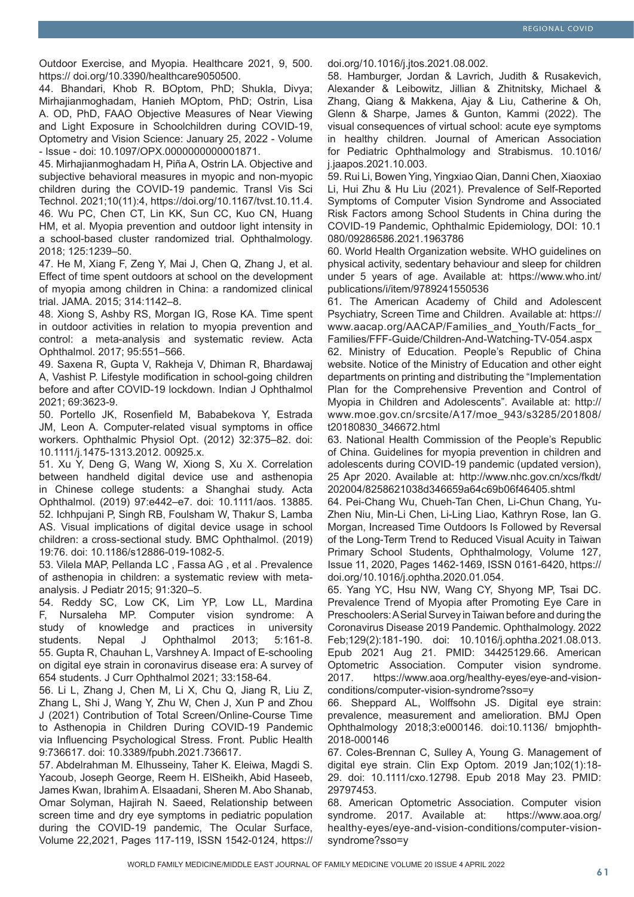Outdoor Exercise, and Myopia. Healthcare 2021, 9, 500. https:// doi.org/10.3390/healthcare9050500.

44. Bhandari, Khob R. BOptom, PhD; Shukla, Divya; Mirhajianmoghadam, Hanieh MOptom, PhD; Ostrin, Lisa A. OD, PhD, FAAO Objective Measures of Near Viewing and Light Exposure in Schoolchildren during COVID-19, Optometry and Vision Science: January 25, 2022 - Volume - Issue - doi: 10.1097/OPX.0000000000001871.

45. Mirhajianmoghadam H, Piña A, Ostrin LA. Objective and subjective behavioral measures in myopic and non-myopic children during the COVID-19 pandemic. Transl Vis Sci Technol. 2021;10(11):4, https://doi.org/10.1167/tvst.10.11.4.

46. Wu PC, Chen CT, Lin KK, Sun CC, Kuo CN, Huang HM, et al. Myopia prevention and outdoor light intensity in a school-based cluster randomized trial. Ophthalmology. 2018; 125:1239–50.

47. He M, Xiang F, Zeng Y, Mai J, Chen Q, Zhang J, et al. Effect of time spent outdoors at school on the development of myopia among children in China: a randomized clinical trial. JAMA. 2015; 314:1142–8.

48. Xiong S, Ashby RS, Morgan IG, Rose KA. Time spent in outdoor activities in relation to myopia prevention and control: a meta-analysis and systematic review. Acta Ophthalmol. 2017; 95:551–566.

49. Saxena R, Gupta V, Rakheja V, Dhiman R, Bhardawaj A, Vashist P. Lifestyle modification in school-going children before and after COVID-19 lockdown. Indian J Ophthalmol 2021; 69:3623-9.

50. Portello JK, Rosenfield M, Bababekova Y, Estrada JM, Leon A. Computer-related visual symptoms in office workers. Ophthalmic Physiol Opt. (2012) 32:375–82. doi: 10.1111/j.1475-1313.2012. 00925.x.

51. Xu Y, Deng G, Wang W, Xiong S, Xu X. Correlation between handheld digital device use and asthenopia in Chinese college students: a Shanghai study. Acta Ophthalmol. (2019) 97:e442–e7. doi: 10.1111/aos. 13885.

52. Ichhpujani P, Singh RB, Foulsham W, Thakur S, Lamba AS. Visual implications of digital device usage in school children: a cross-sectional study. BMC Ophthalmol. (2019) 19:76. doi: 10.1186/s12886-019-1082-5.

53. Vilela MAP, Pellanda LC , Fassa AG , et al . Prevalence of asthenopia in children: a systematic review with meta-analysis. J Pediatr 2015; 91:320–5.

54. Reddy SC, Low CK, Lim YP, Low LL, Mardina F, Nursaleha MP. Computer vision syndrome: A study of knowledge and practices in university students. Nepal J Ophthalmol 2013; 5:161-8.

55. Gupta R, Chauhan L, Varshney A. Impact of E-schooling on digital eye strain in coronavirus disease era: A survey of 654 students. J Curr Ophthalmol 2021; 33:158-64.

56. Li L, Zhang J, Chen M, Li X, Chu Q, Jiang R, Liu Z, Zhang L, Shi J, Wang Y, Zhu W, Chen J, Xun P and Zhou J (2021) Contribution of Total Screen/Online-Course Time to Asthenopia in Children During COVID-19 Pandemic via Influencing Psychological Stress. Front. Public Health 9:736617. doi: 10.3389/fpubh.2021.736617.

57. Abdelrahman M. Elhusseiny, Taher K. Eleiwa, Magdi S. Yacoub, Joseph George, Reem H. ElSheikh, Abid Haseeb, James Kwan, Ibrahim A. Elsaadani, Sheren M. Abo Shanab, Omar Solyman, Hajirah N. Saeed, Relationship between screen time and dry eye symptoms in pediatric population during the COVID-19 pandemic, The Ocular Surface, Volume 22,2021, Pages 117-119, ISSN 1542-0124, https://doi.org/10.1016/j.jtos.2021.08.002.

58. Hamburger, Jordan & Lavrich, Judith & Rusakevich, Alexander & Leibowitz, Jillian & Zhitnitsky, Michael & Zhang, Qiang & Makkena, Ajay & Liu, Catherine & Oh, Glenn & Sharpe, James & Gunton, Kammi (2022). The visual consequences of virtual school: acute eye symptoms in healthy children. Journal of American Association for Pediatric Ophthalmology and Strabismus. 10.1016/j.jaapos.2021.10.003.

59. Rui Li, Bowen Ying, Yingxiao Qian, Danni Chen, Xiaoxiao Li, Hui Zhu & Hu Liu (2021). Prevalence of Self-Reported Symptoms of Computer Vision Syndrome and Associated Risk Factors among School Students in China during the COVID-19 Pandemic, Ophthalmic Epidemiology, DOI: 10.1080/09286586.2021.1963786

60. World Health Organization website. WHO guidelines on physical activity, sedentary behaviour and sleep for children under 5 years of age. Available at: https://www.who.int/publications/i/item/9789241550536

61. The American Academy of Child and Adolescent Psychiatry, Screen Time and Children. Available at: https://www.aacap.org/AACAP/Families_and_Youth/Facts_for_Families/FFF-Guide/Children-And-Watching-TV-054.aspx

62. Ministry of Education. People's Republic of China website. Notice of the Ministry of Education and other eight departments on printing and distributing the "Implementation Plan for the Comprehensive Prevention and Control of Myopia in Children and Adolescents". Available at: http://www.moe.gov.cn/srcsite/A17/moe_943/s3285/201808/t20180830_346672.html

63. National Health Commission of the People's Republic of China. Guidelines for myopia prevention in children and adolescents during COVID-19 pandemic (updated version), 25 Apr 2020. Available at: http://www.nhc.gov.cn/xcs/fkdt/202004/8258621038d346659a64c69b06f46405.shtml

64. Pei-Chang Wu, Chueh-Tan Chen, Li-Chun Chang, Yu-Zhen Niu, Min-Li Chen, Li-Ling Liao, Kathryn Rose, Ian G. Morgan, Increased Time Outdoors Is Followed by Reversal of the Long-Term Trend to Reduced Visual Acuity in Taiwan Primary School Students, Ophthalmology, Volume 127, Issue 11, 2020, Pages 1462-1469, ISSN 0161-6420, https://doi.org/10.1016/j.ophtha.2020.01.054.

65. Yang YC, Hsu NW, Wang CY, Shyong MP, Tsai DC. Prevalence Trend of Myopia after Promoting Eye Care in Preschoolers: A Serial Survey in Taiwan before and during the Coronavirus Disease 2019 Pandemic. Ophthalmology. 2022 Feb;129(2):181-190. doi: 10.1016/j.ophtha.2021.08.013. Epub 2021 Aug 21. PMID: 34425129.66. American Optometric Association. Computer vision syndrome. 2017. https://www.aoa.org/healthy-eyes/eye-and-vision-conditions/computer-vision-syndrome?sso=y

66. Sheppard AL, Wolffsohn JS. Digital eye strain: prevalence, measurement and amelioration. BMJ Open Ophthalmology 2018;3:e000146. doi:10.1136/ bmjophth-2018-000146

67. Coles-Brennan C, Sulley A, Young G. Management of digital eye strain. Clin Exp Optom. 2019 Jan;102(1):18-29. doi: 10.1111/cxo.12798. Epub 2018 May 23. PMID: 29797453.

68. American Optometric Association. Computer vision syndrome. 2017. Available at: https://www.aoa.org/healthy-eyes/eye-and-vision-conditions/computer-vision-syndrome?sso=y